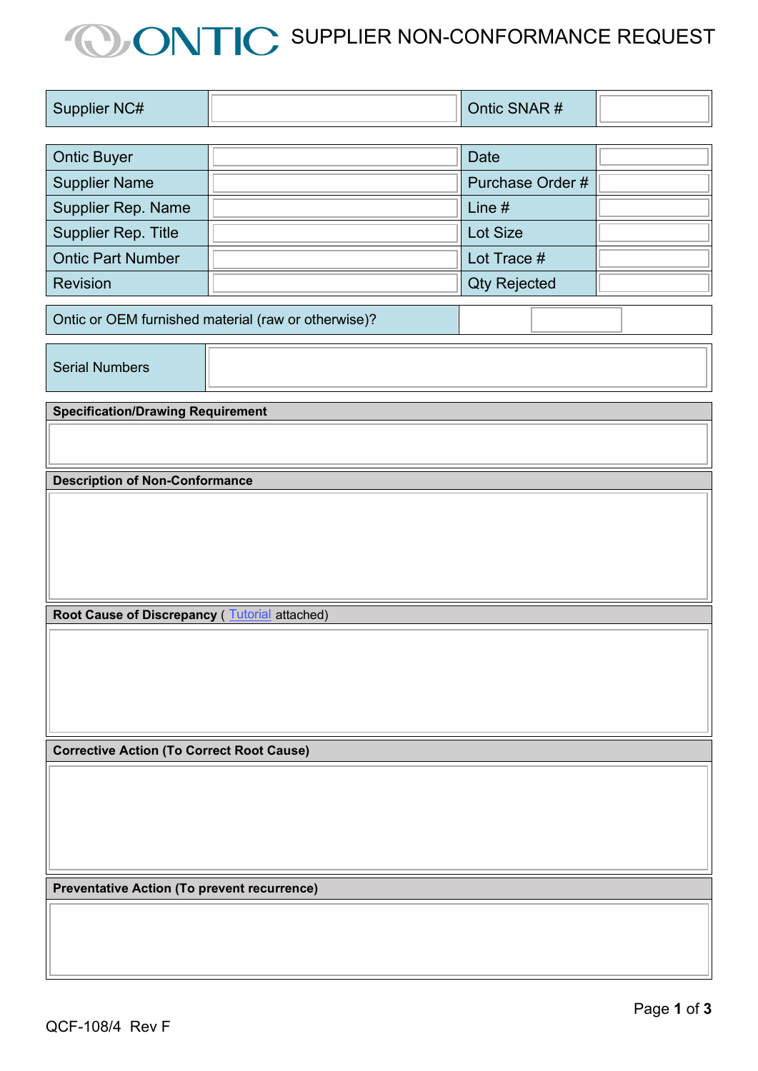# SUPPLIER NON-CONFORMANCE REQUEST

| Supplier NC# | | Ontic SNAR # | |
|---|---|---|---|

| Ontic Buyer | | Date | |
|---|---|---|---|
| Supplier Name | | Purchase Order # | |
| Supplier Rep. Name | | Line # | |
| Supplier Rep. Title | | Lot Size | |
| Ontic Part Number | | Lot Trace # | |
| Revision | | Qty Rejected | |

| Ontic or OEM furnished material (raw or otherwise)? | |
|---|---|

| Serial Numbers | |
|---|---|

**Specification/Drawing Requirement**

**Description of Non-Conformance**

**Root Cause of Discrepancy** ( Tutorial attached)

**Corrective Action (To Correct Root Cause)**

**Preventative Action (To prevent recurrence)**

QCF-108/4 Rev F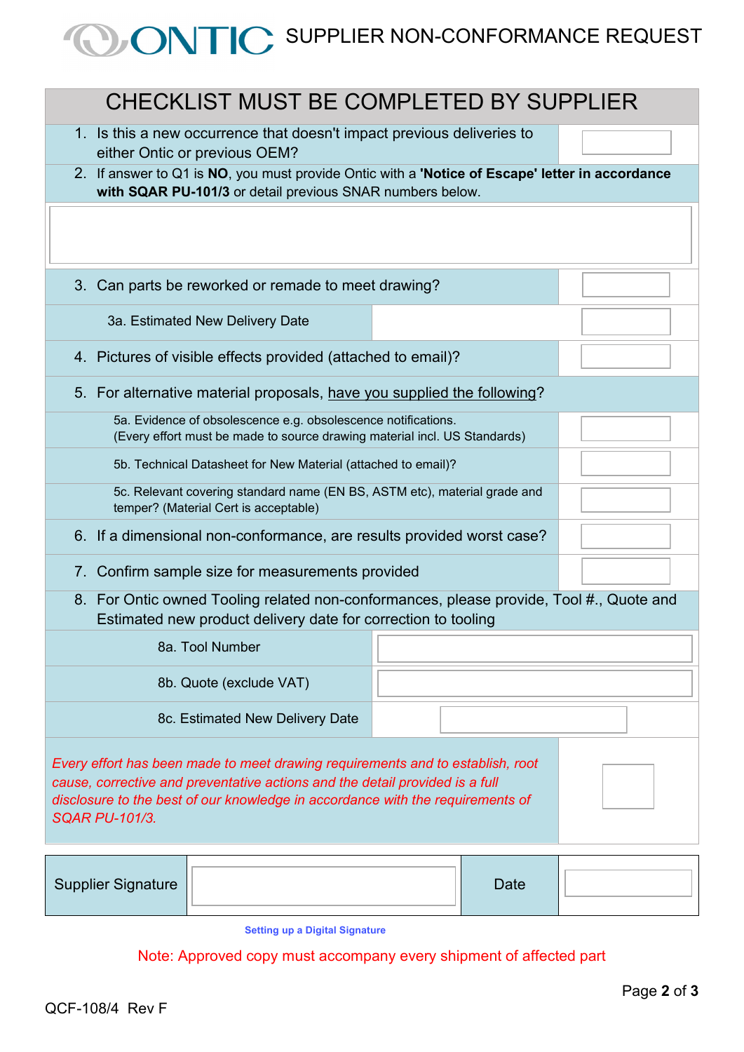# SUPPLIER NON-CONFORMANCE REQUEST

## CHECKLIST MUST BE COMPLETED BY SUPPLIER

| Item | Response |
|---|---|
| 1. Is this a new occurrence that doesn't impact previous deliveries to either Ontic or previous OEM? | |
| 2. If answer to Q1 is **NO**, you must provide Ontic with a **'Notice of Escape' letter in accordance with SQAR PU-101/3** or detail previous SNAR numbers below. | |
| | |
| 3. Can parts be reworked or remade to meet drawing? | |
| 3a. Estimated New Delivery Date | |
| 4. Pictures of visible effects provided (attached to email)? | |
| 5. For alternative material proposals, have you supplied the following? | |
| 5a. Evidence of obsolescence e.g. obsolescence notifications. (Every effort must be made to source drawing material incl. US Standards) | |
| 5b. Technical Datasheet for New Material (attached to email)? | |
| 5c. Relevant covering standard name (EN BS, ASTM etc), material grade and temper? (Material Cert is acceptable) | |
| 6. If a dimensional non-conformance, are results provided worst case? | |
| 7. Confirm sample size for measurements provided | |
| 8. For Ontic owned Tooling related non-conformances, please provide, Tool #., Quote and Estimated new product delivery date for correction to tooling | |
| 8a. Tool Number | |
| 8b. Quote (exclude VAT) | |
| 8c. Estimated New Delivery Date | |
| *Every effort has been made to meet drawing requirements and to establish, root cause, corrective and preventative actions and the detail provided is a full disclosure to the best of our knowledge in accordance with the requirements of SQAR PU-101/3.* | |

| Supplier Signature | | Date | |
|---|---|---|---|

Setting up a Digital Signature

Note: Approved copy must accompany every shipment of affected part

QCF-108/4 Rev F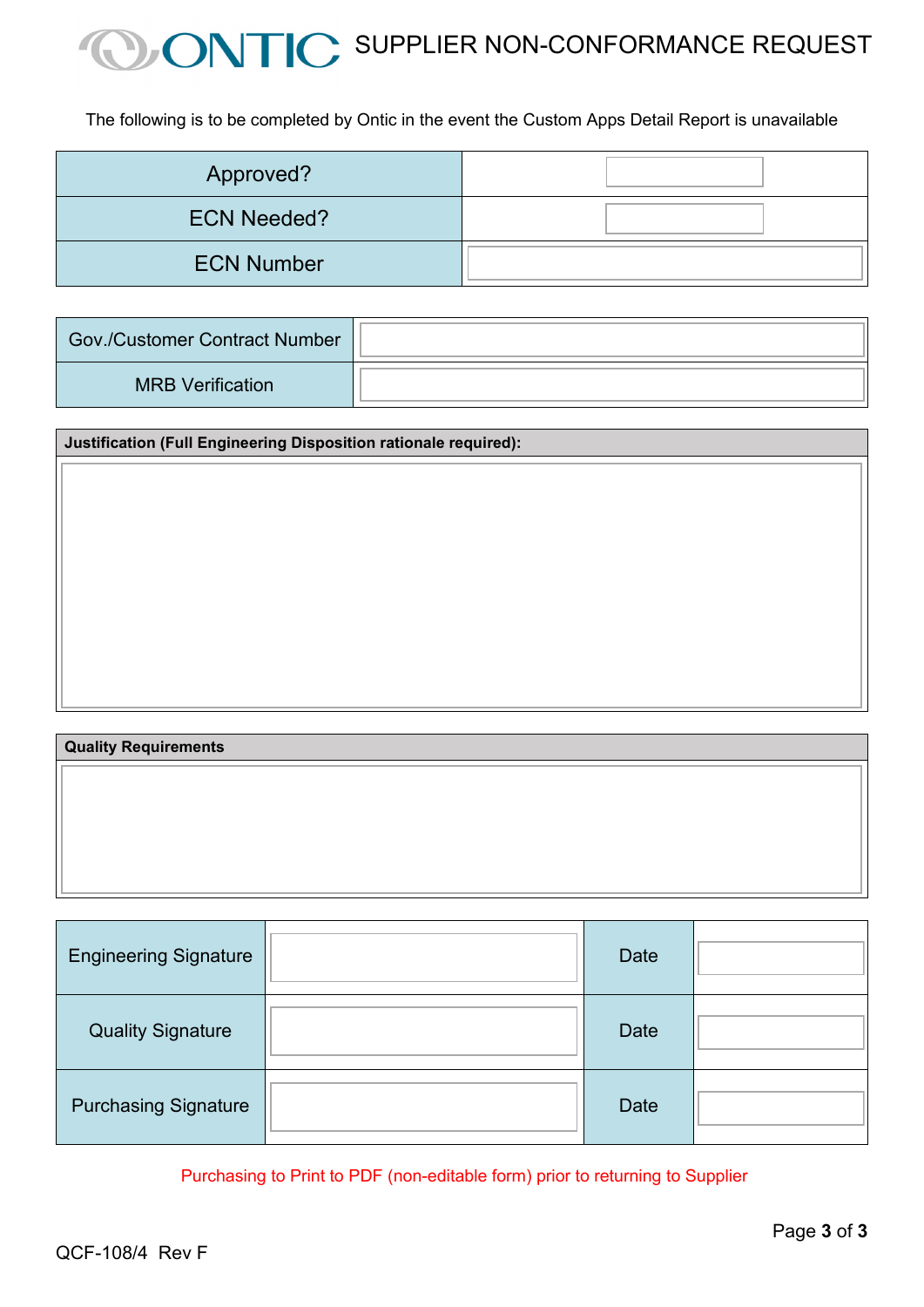# ONTIC SUPPLIER NON-CONFORMANCE REQUEST

The following is to be completed by Ontic in the event the Custom Apps Detail Report is unavailable

| | |
|---|---|
| Approved? | |
| ECN Needed? | |
| ECN Number | |

| | |
|---|---|
| Gov./Customer Contract Number | |
| MRB Verification | |

**Justification (Full Engineering Disposition rationale required):**

**Quality Requirements**

| | | | |
|---|---|---|---|
| Engineering Signature | | Date | |
| Quality Signature | | Date | |
| Purchasing Signature | | Date | |

Purchasing to Print to PDF (non-editable form) prior to returning to Supplier

QCF-108/4 Rev F